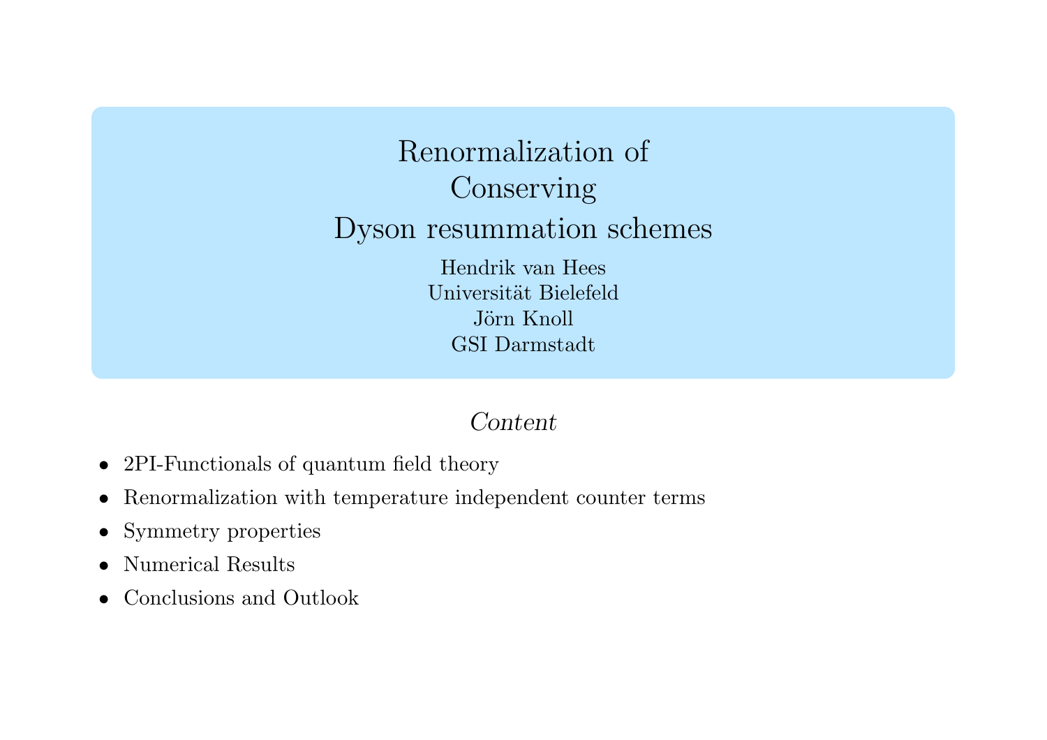# Renormalization of Conserving Dyson resummation schemes

Hendrik van Hees
Universität Bielefeld
Jörn Knoll
GSI Darmstadt

*Content*

- 2PI-Functionals of quantum field theory
- Renormalization with temperature independent counter terms
- Symmetry properties
- Numerical Results
- Conclusions and Outlook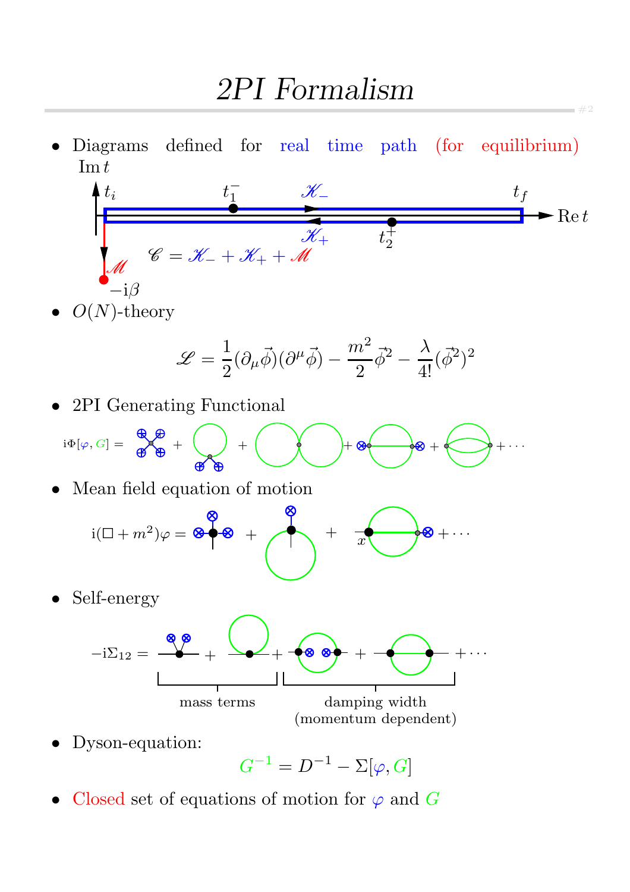# 2PI Formalism

- Diagrams defined for real time path (for equilibrium)

$\mathrm{Im}\,t$, $t_i$, $t_1^-$, $\mathscr{K}_-$, $t_f$, $\mathrm{Re}\,t$, $\mathscr{K}_+$, $t_2^+$, $\mathscr{M}$, $-\mathrm{i}\beta$

$$\mathscr{C} = \mathscr{K}_- + \mathscr{K}_+ + \mathscr{M}$$

- $O(N)$-theory

$$\mathscr{L} = \frac{1}{2}(\partial_\mu \vec{\phi})(\partial^\mu \vec{\phi}) - \frac{m^2}{2}\vec{\phi}^2 - \frac{\lambda}{4!}(\vec{\phi}^2)^2$$

- 2PI Generating Functional

$\mathrm{i}\Phi[\varphi, G] =$ + + + + + $\cdots$

- Mean field equation of motion

$\mathrm{i}(\Box + m^2)\varphi =$ + + $\cdots$

- Self-energy

$-\mathrm{i}\Sigma_{12} =$ + + + + $\cdots$

mass terms — damping width (momentum dependent)

- Dyson-equation:

$$G^{-1} = D^{-1} - \Sigma[\varphi, G]$$

- Closed set of equations of motion for $\varphi$ and $G$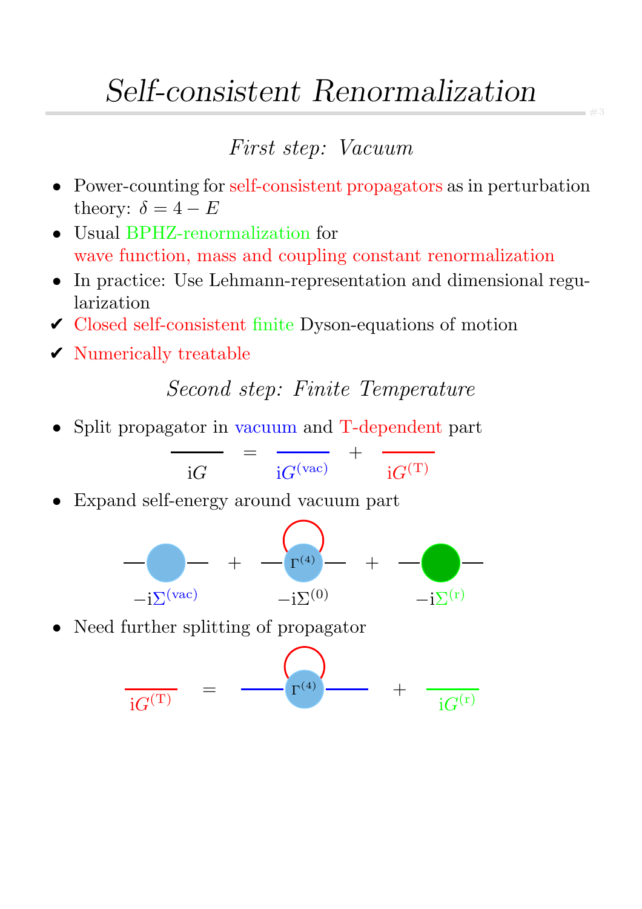# *Self-consistent Renormalization*

### *First step: Vacuum*

- Power-counting for self-consistent propagators as in perturbation theory: $\delta = 4 - E$
- Usual BPHZ-renormalization for wave function, mass and coupling constant renormalization
- In practice: Use Lehmann-representation and dimensional regularization

✔ Closed self-consistent finite Dyson-equations of motion

✔ Numerically treatable

### *Second step: Finite Temperature*

- Split propagator in vacuum and T-dependent part

$$\mathrm{i}G = \mathrm{i}G^{(\mathrm{vac})} + \mathrm{i}G^{(\mathrm{T})}$$

- Expand self-energy around vacuum part

$$-\mathrm{i}\Sigma^{(\mathrm{vac})} + -\mathrm{i}\Sigma^{(0)} + -\mathrm{i}\Sigma^{(\mathrm{r})}$$

- Need further splitting of propagator

$$\mathrm{i}G^{(\mathrm{T})} = [\Gamma^{(4)}] + \mathrm{i}G^{(\mathrm{r})}$$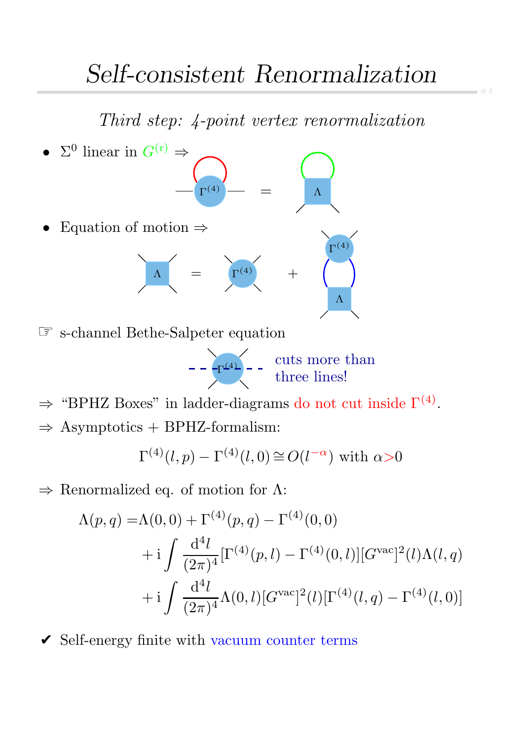# *Self-consistent Renormalization*

*Third step: 4-point vertex renormalization*

- $\Sigma^0$ linear in $G^{(\mathrm{r})}$ ⇒

- Equation of motion ⇒

☞ s-channel Bethe-Salpeter equation

cuts more than three lines!

⇒ "BPHZ Boxes" in ladder-diagrams do not cut inside $\Gamma^{(4)}$.

⇒ Asymptotics + BPHZ-formalism:

$$\Gamma^{(4)}(l,p) - \Gamma^{(4)}(l,0) \cong O(l^{-\alpha}) \text{ with } \alpha > 0$$

⇒ Renormalized eq. of motion for $\Lambda$:

$$\begin{aligned}
\Lambda(p,q) = & \Lambda(0,0) + \Gamma^{(4)}(p,q) - \Gamma^{(4)}(0,0) \\
& + \mathrm{i} \int \frac{\mathrm{d}^4 l}{(2\pi)^4} [\Gamma^{(4)}(p,l) - \Gamma^{(4)}(0,l)][G^{\mathrm{vac}}]^2(l)\Lambda(l,q) \\
& + \mathrm{i} \int \frac{\mathrm{d}^4 l}{(2\pi)^4} \Lambda(0,l)[G^{\mathrm{vac}}]^2(l)[\Gamma^{(4)}(l,q) - \Gamma^{(4)}(l,0)]
\end{aligned}$$

✔ Self-energy finite with vacuum counter terms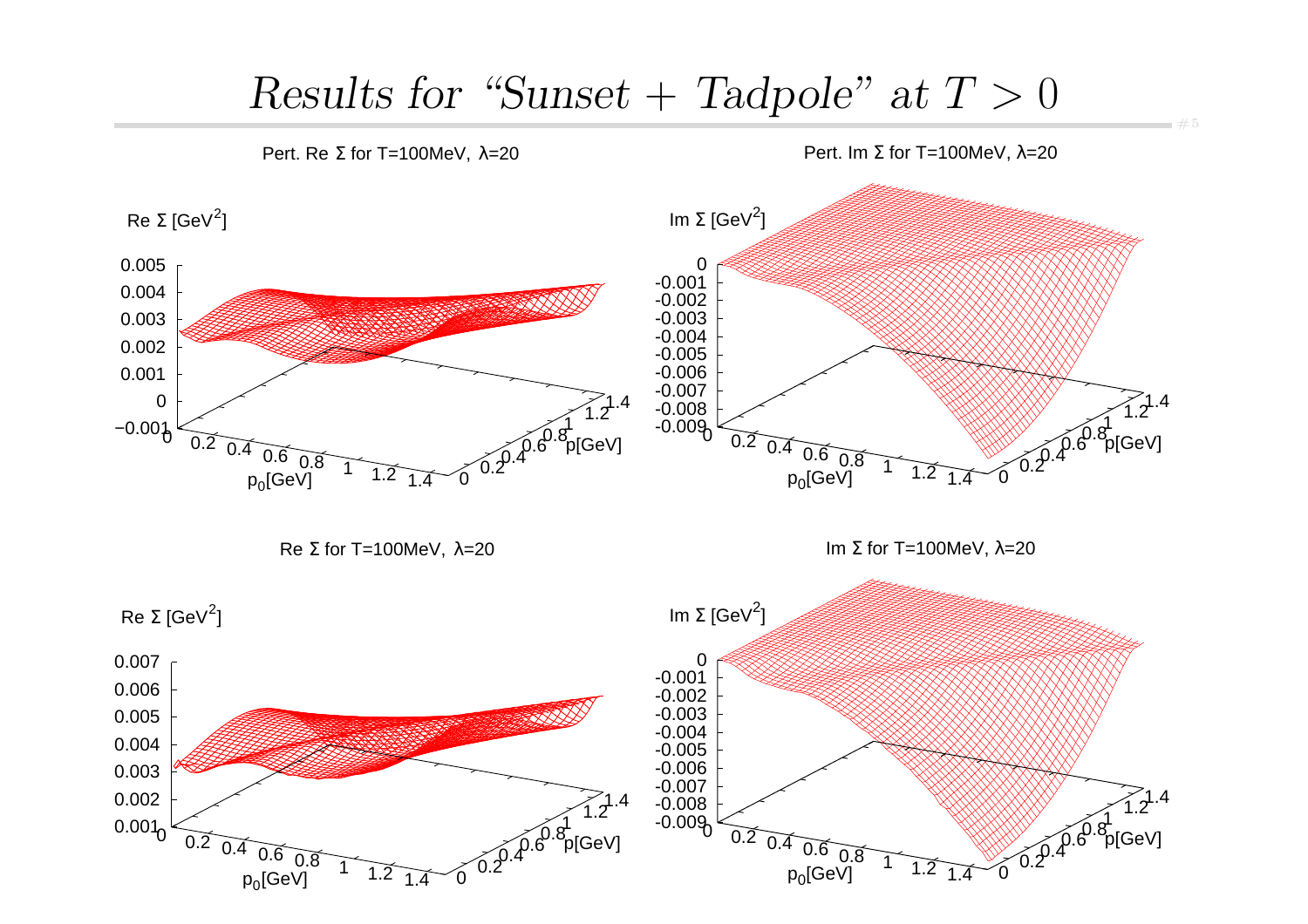# *Results for "Sunset + Tadpole" at $T > 0$*

Pert. Re $\Sigma$ for T=100MeV, $\lambda$=20

Pert. Im $\Sigma$ for T=100MeV, $\lambda$=20

Re $\Sigma$ for T=100MeV, $\lambda$=20

Im $\Sigma$ for T=100MeV, $\lambda$=20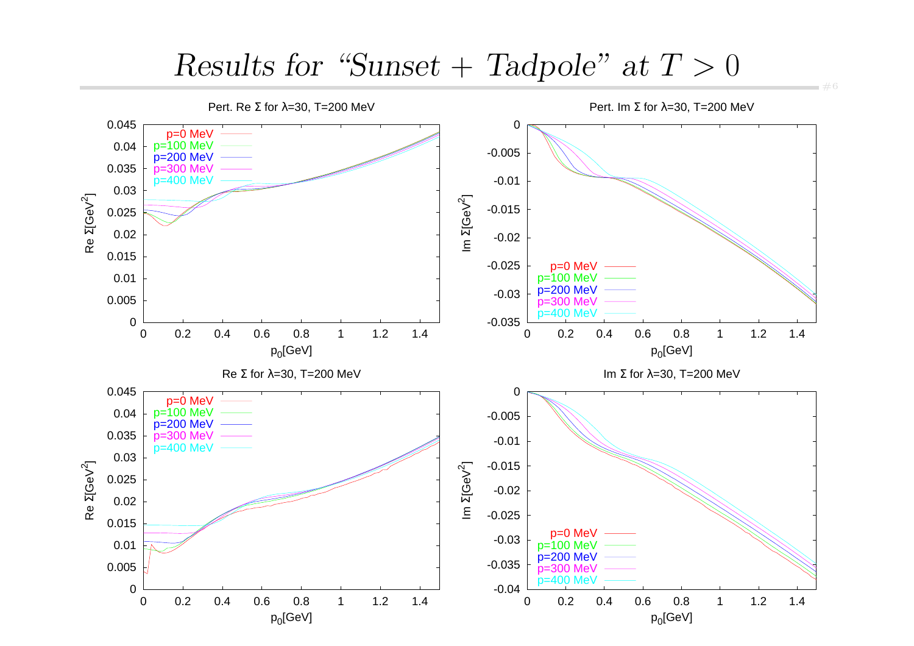# *Results for "Sunset + Tadpole" at $T > 0$*

**Pert. Re Σ for λ=30, T=200 MeV**

**Pert. Im Σ for λ=30, T=200 MeV**

**Re Σ for λ=30, T=200 MeV**

**Im Σ for λ=30, T=200 MeV**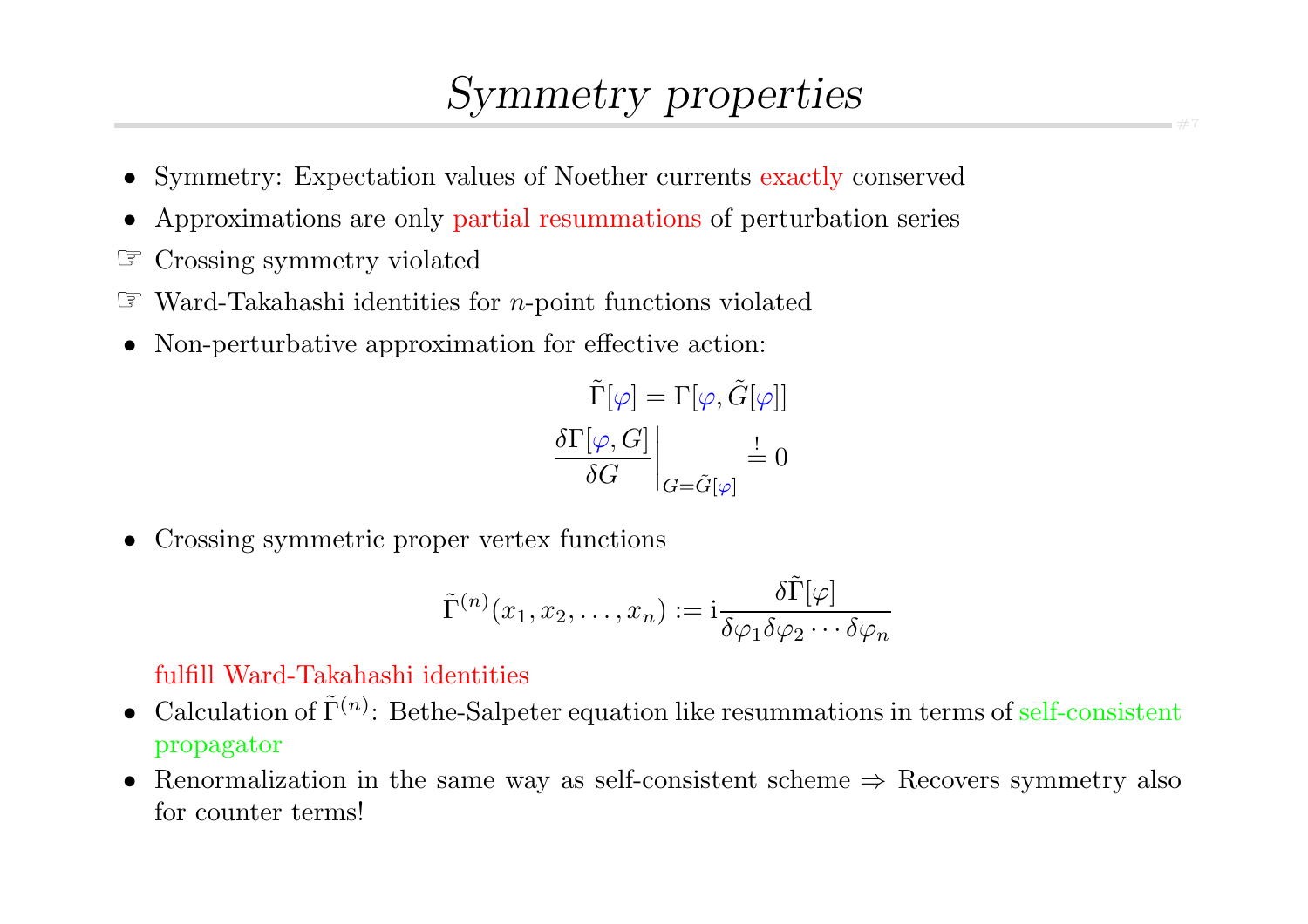# *Symmetry properties*

- Symmetry: Expectation values of Noether currents exactly conserved
- Approximations are only partial resummations of perturbation series
- ☞ Crossing symmetry violated
- ☞ Ward-Takahashi identities for $n$-point functions violated
- Non-perturbative approximation for effective action:

$$\tilde{\Gamma}[\varphi] = \Gamma[\varphi, \tilde{G}[\varphi]]$$

$$\left.\frac{\delta \Gamma[\varphi, G]}{\delta G}\right|_{G=\tilde{G}[\varphi]} \stackrel{!}{=} 0$$

- Crossing symmetric proper vertex functions

$$\tilde{\Gamma}^{(n)}(x_1, x_2, \ldots, x_n) := \mathrm{i} \frac{\delta \tilde{\Gamma}[\varphi]}{\delta \varphi_1 \delta \varphi_2 \cdots \delta \varphi_n}$$

  fulfill Ward-Takahashi identities
- Calculation of $\tilde{\Gamma}^{(n)}$: Bethe-Salpeter equation like resummations in terms of self-consistent propagator
- Renormalization in the same way as self-consistent scheme ⇒ Recovers symmetry also for counter terms!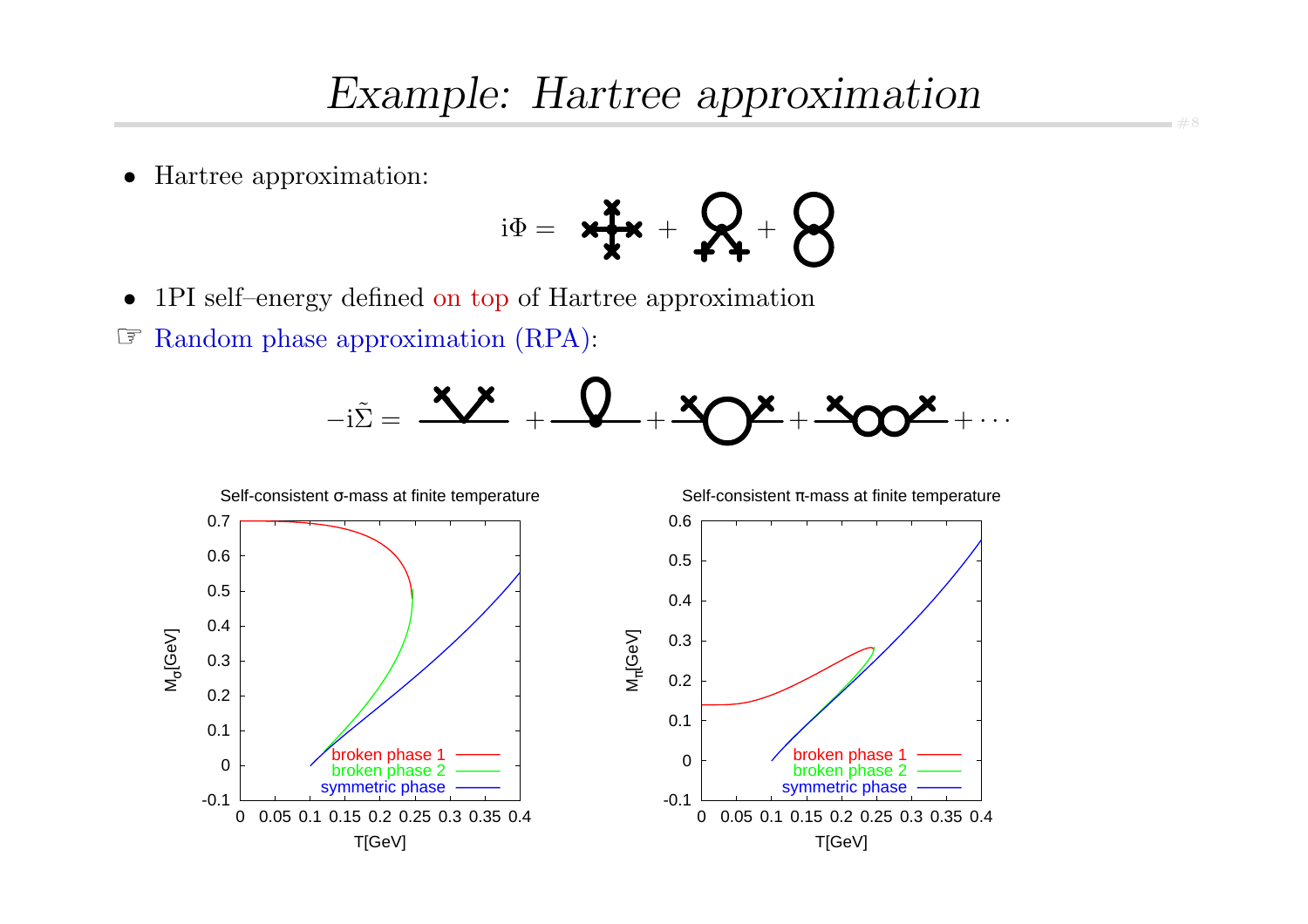# Example: Hartree approximation

- Hartree approximation:

$$i\Phi = \quad + \quad + $$

- 1PI self–energy defined on top of Hartree approximation

☞ Random phase approximation (RPA):

$$-i\tilde{\Sigma} = \quad + \quad + \quad + \quad + \cdots$$

Self-consistent σ-mass at finite temperature

Self-consistent π-mass at finite temperature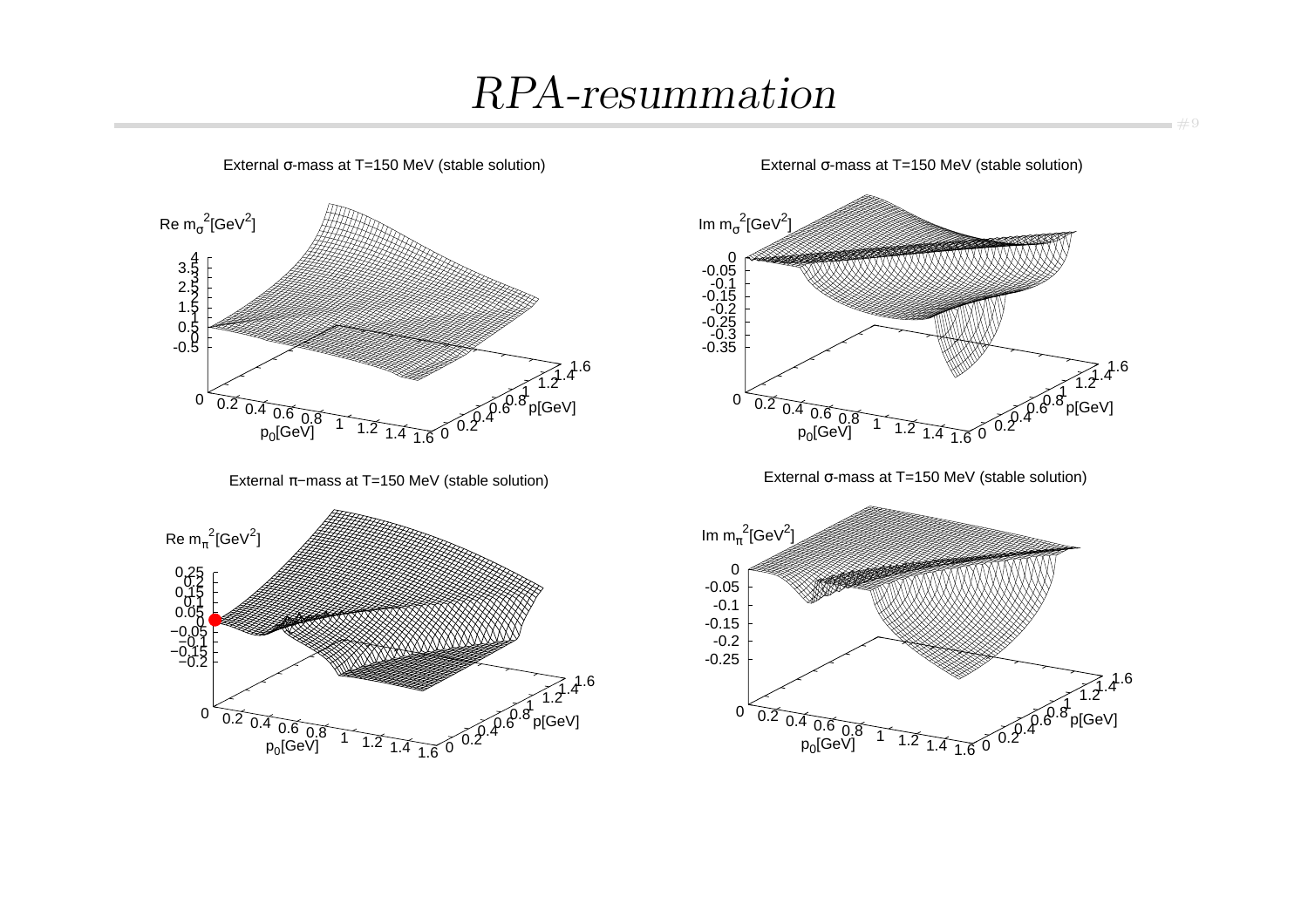# *RPA-resummation*

External σ-mass at T=150 MeV (stable solution)

External σ-mass at T=150 MeV (stable solution)

External π−mass at T=150 MeV (stable solution)

External σ-mass at T=150 MeV (stable solution)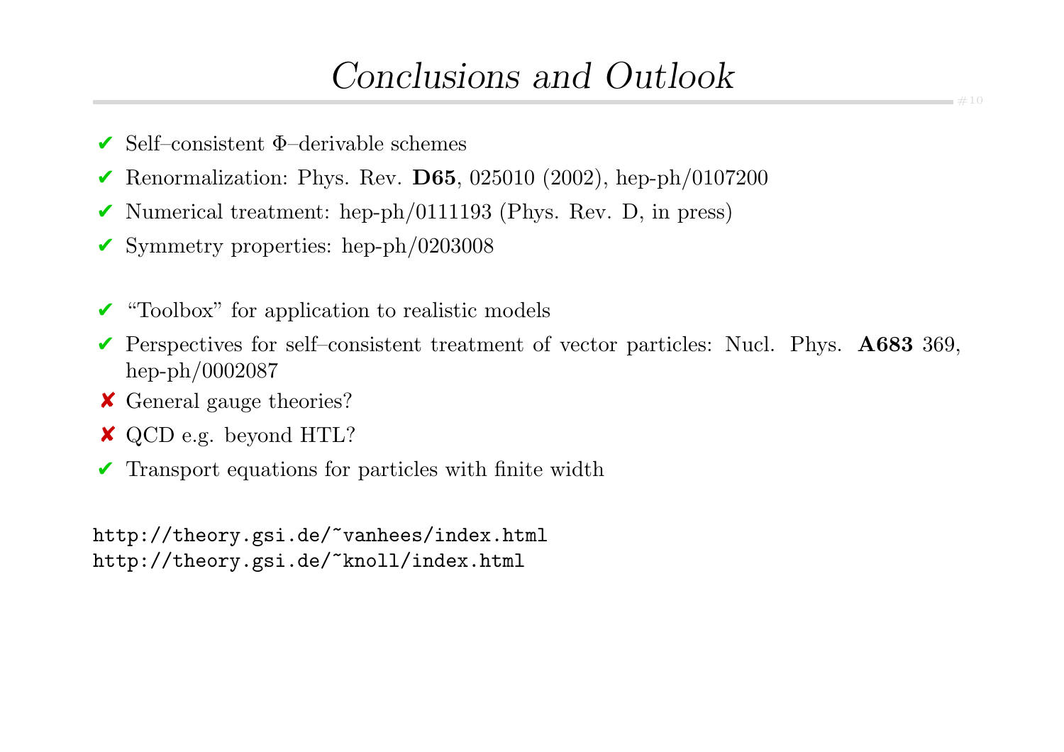# *Conclusions and Outlook*

- ✔ Self–consistent $\Phi$–derivable schemes
- ✔ Renormalization: Phys. Rev. **D65**, 025010 (2002), hep-ph/0107200
- ✔ Numerical treatment: hep-ph/0111193 (Phys. Rev. D, in press)
- ✔ Symmetry properties: hep-ph/0203008

- ✔ "Toolbox" for application to realistic models
- ✔ Perspectives for self–consistent treatment of vector particles: Nucl. Phys. **A683** 369, hep-ph/0002087
- ✘ General gauge theories?
- ✘ QCD e.g. beyond HTL?
- ✔ Transport equations for particles with finite width

```
http://theory.gsi.de/~vanhees/index.html
http://theory.gsi.de/~knoll/index.html
```